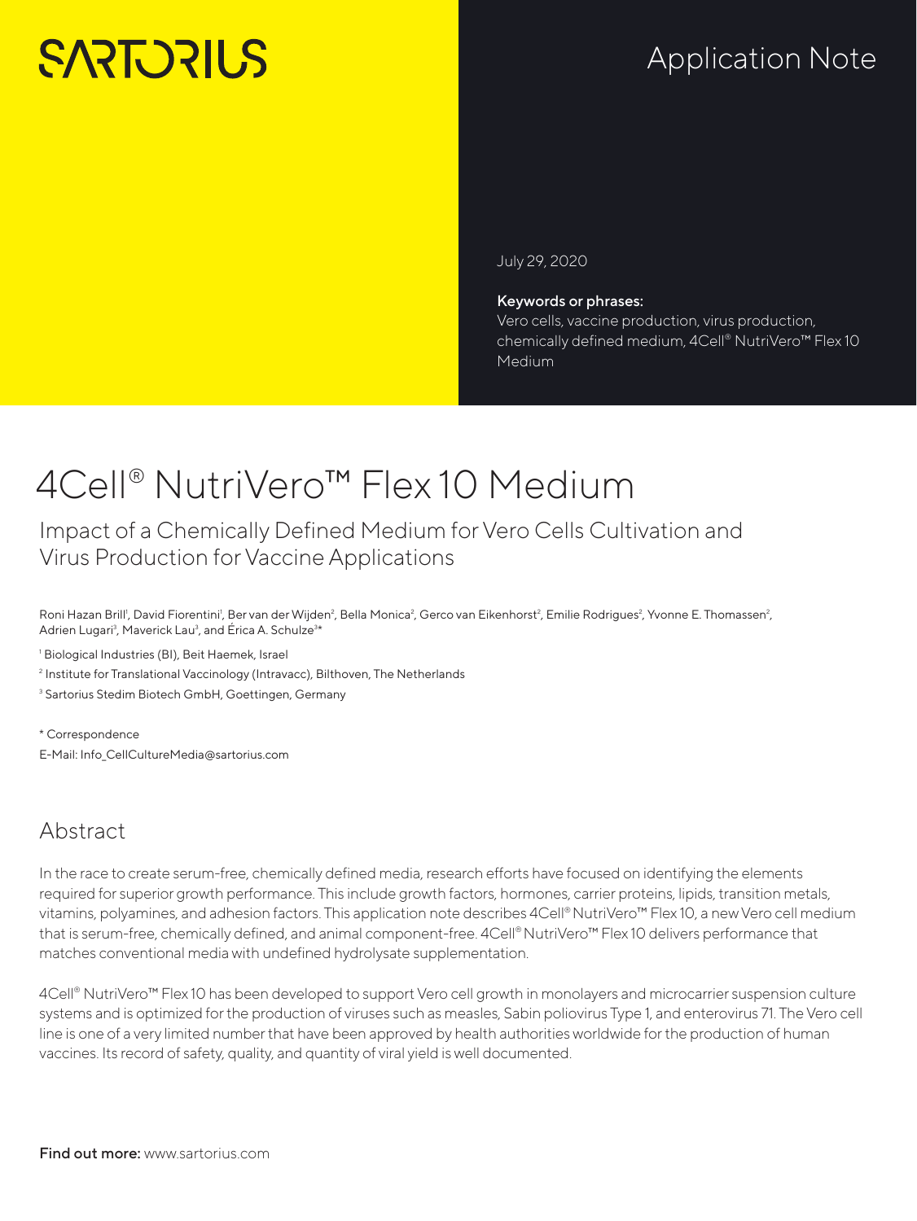SARTORIUS

Application Note

July 29, 2020

**Keywords or phrases:**
Vero cells, vaccine production, virus production, chemically defined medium, 4Cell® NutriVero™ Flex 10 Medium

# 4Cell® NutriVero™ Flex 10 Medium

## Impact of a Chemically Defined Medium for Vero Cells Cultivation and Virus Production for Vaccine Applications

Roni Hazan Brill[1], David Fiorentini[1], Ber van der Wijden[2], Bella Monica[2], Gerco van Eikenhorst[2], Emilie Rodrigues[2], Yvonne E. Thomassen[2], Adrien Lugari[3], Maverick Lau[3], and Érica A. Schulze[3]*

[1] Biological Industries (BI), Beit Haemek, Israel

[2] Institute for Translational Vaccinology (Intravacc), Bilthoven, The Netherlands

[3] Sartorius Stedim Biotech GmbH, Goettingen, Germany

* Correspondence
E-Mail: Info_CellCultureMedia@sartorius.com

## Abstract

In the race to create serum-free, chemically defined media, research efforts have focused on identifying the elements required for superior growth performance. This include growth factors, hormones, carrier proteins, lipids, transition metals, vitamins, polyamines, and adhesion factors. This application note describes 4Cell® NutriVero™ Flex 10, a new Vero cell medium that is serum-free, chemically defined, and animal component-free. 4Cell® NutriVero™ Flex 10 delivers performance that matches conventional media with undefined hydrolysate supplementation.

4Cell® NutriVero™ Flex 10 has been developed to support Vero cell growth in monolayers and microcarrier suspension culture systems and is optimized for the production of viruses such as measles, Sabin poliovirus Type 1, and enterovirus 71. The Vero cell line is one of a very limited number that have been approved by health authorities worldwide for the production of human vaccines. Its record of safety, quality, and quantity of viral yield is well documented.

**Find out more:** www.sartorius.com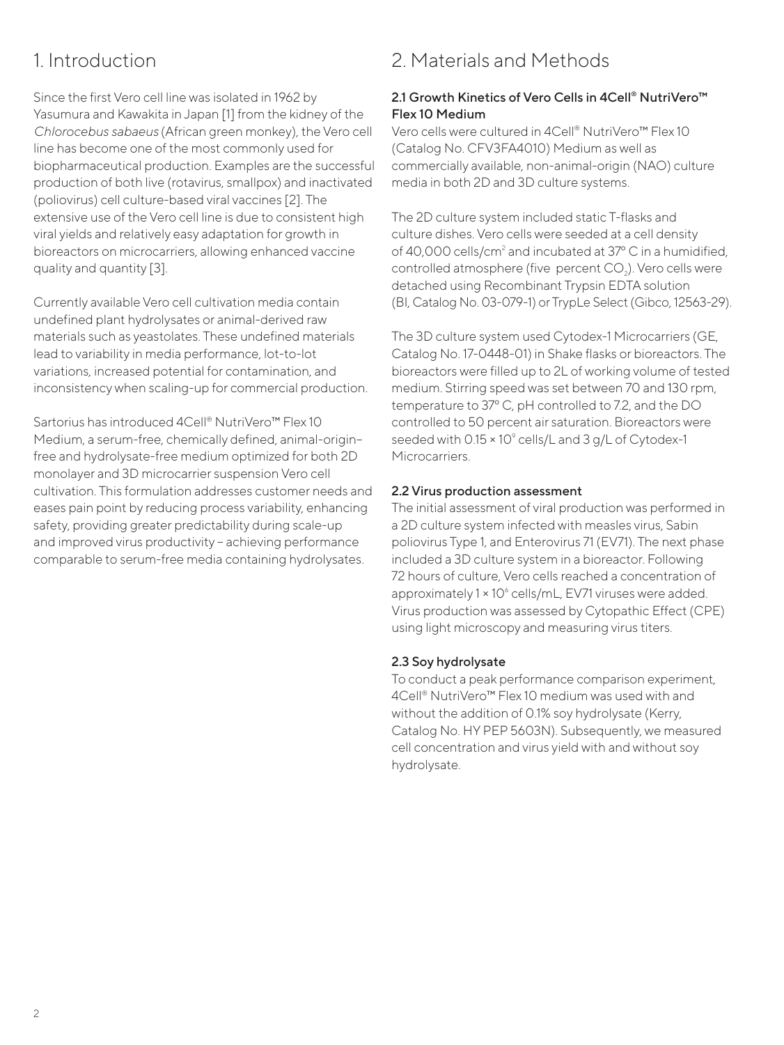# 1. Introduction

Since the first Vero cell line was isolated in 1962 by Yasumura and Kawakita in Japan [1] from the kidney of the *Chlorocebus sabaeus* (African green monkey), the Vero cell line has become one of the most commonly used for biopharmaceutical production. Examples are the successful production of both live (rotavirus, smallpox) and inactivated (poliovirus) cell culture-based viral vaccines [2]. The extensive use of the Vero cell line is due to consistent high viral yields and relatively easy adaptation for growth in bioreactors on microcarriers, allowing enhanced vaccine quality and quantity [3].

Currently available Vero cell cultivation media contain undefined plant hydrolysates or animal-derived raw materials such as yeastolates. These undefined materials lead to variability in media performance, lot-to-lot variations, increased potential for contamination, and inconsistency when scaling-up for commercial production.

Sartorius has introduced 4Cell® NutriVero™ Flex 10 Medium, a serum-free, chemically defined, animal-origin–free and hydrolysate-free medium optimized for both 2D monolayer and 3D microcarrier suspension Vero cell cultivation. This formulation addresses customer needs and eases pain point by reducing process variability, enhancing safety, providing greater predictability during scale-up and improved virus productivity – achieving performance comparable to serum-free media containing hydrolysates.

# 2. Materials and Methods

### 2.1 Growth Kinetics of Vero Cells in 4Cell® NutriVero™ Flex 10 Medium

Vero cells were cultured in 4Cell® NutriVero™ Flex 10 (Catalog No. CFV3FA4010) Medium as well as commercially available, non-animal-origin (NAO) culture media in both 2D and 3D culture systems.

The 2D culture system included static T-flasks and culture dishes. Vero cells were seeded at a cell density of 40,000 cells/cm$^2$ and incubated at 37° C in a humidified, controlled atmosphere (five percent $CO_2$). Vero cells were detached using Recombinant Trypsin EDTA solution (BI, Catalog No. 03-079-1) or TrypLe Select (Gibco, 12563-29).

The 3D culture system used Cytodex-1 Microcarriers (GE, Catalog No. 17-0448-01) in Shake flasks or bioreactors. The bioreactors were filled up to 2L of working volume of tested medium. Stirring speed was set between 70 and 130 rpm, temperature to 37° C, pH controlled to 7.2, and the DO controlled to 50 percent air saturation. Bioreactors were seeded with $0.15 \times 10^9$ cells/L and 3 g/L of Cytodex-1 Microcarriers.

### 2.2 Virus production assessment

The initial assessment of viral production was performed in a 2D culture system infected with measles virus, Sabin poliovirus Type 1, and Enterovirus 71 (EV71). The next phase included a 3D culture system in a bioreactor. Following 72 hours of culture, Vero cells reached a concentration of approximately $1 \times 10^6$ cells/mL, EV71 viruses were added. Virus production was assessed by Cytopathic Effect (CPE) using light microscopy and measuring virus titers.

### 2.3 Soy hydrolysate

To conduct a peak performance comparison experiment, 4Cell® NutriVero™ Flex 10 medium was used with and without the addition of 0.1% soy hydrolysate (Kerry, Catalog No. HY PEP 5603N). Subsequently, we measured cell concentration and virus yield with and without soy hydrolysate.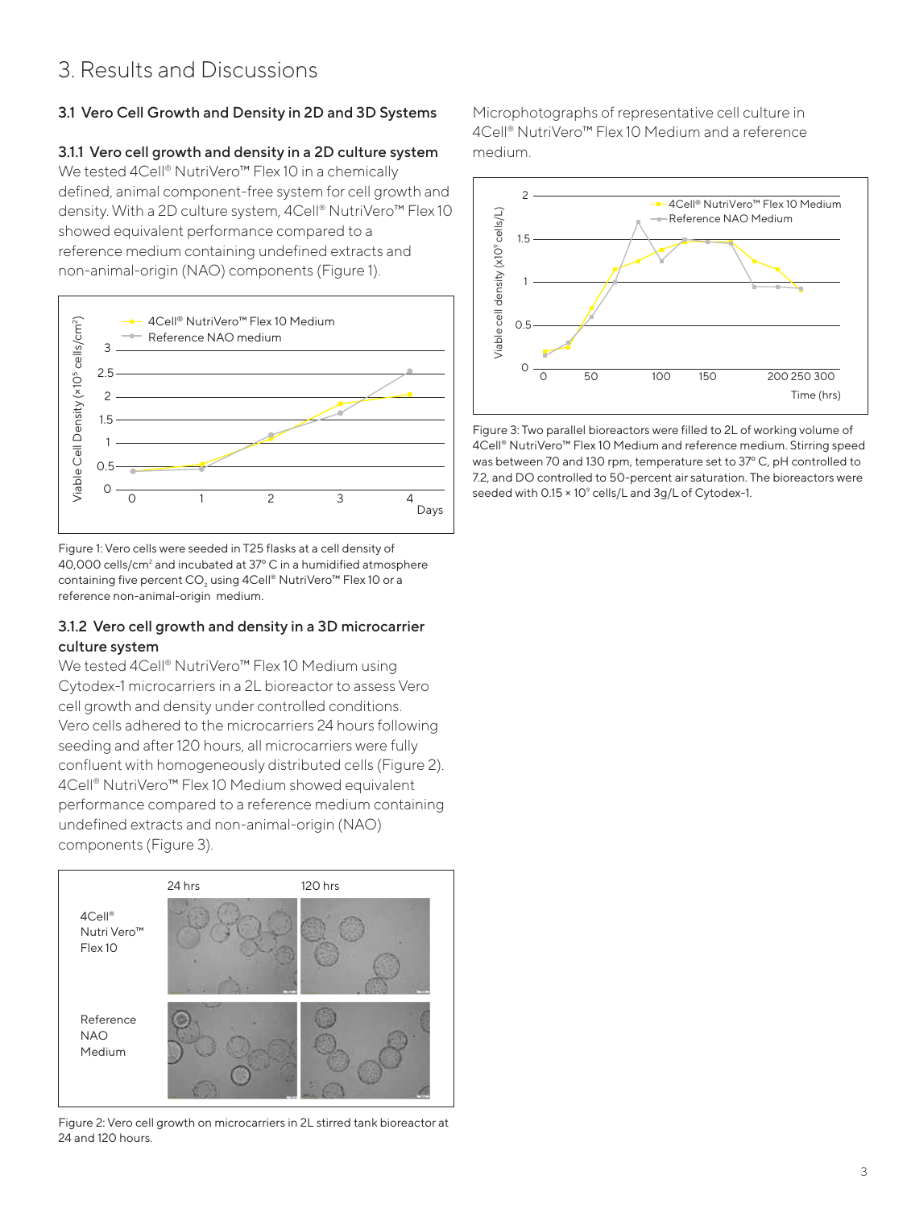# 3. Results and Discussions

## 3.1 Vero Cell Growth and Density in 2D and 3D Systems

### 3.1.1 Vero cell growth and density in a 2D culture system

We tested 4Cell® NutriVero™ Flex 10 in a chemically defined, animal component-free system for cell growth and density. With a 2D culture system, 4Cell® NutriVero™ Flex 10 showed equivalent performance compared to a reference medium containing undefined extracts and non-animal-origin (NAO) components (Figure 1).

Figure 1: Vero cells were seeded in T25 flasks at a cell density of 40,000 cells/cm$^2$ and incubated at 37° C in a humidified atmosphere containing five percent $CO_2$ using 4Cell® NutriVero™ Flex 10 or a reference non-animal-origin medium.

### 3.1.2 Vero cell growth and density in a 3D microcarrier culture system

We tested 4Cell® NutriVero™ Flex 10 Medium using Cytodex-1 microcarriers in a 2L bioreactor to assess Vero cell growth and density under controlled conditions. Vero cells adhered to the microcarriers 24 hours following seeding and after 120 hours, all microcarriers were fully confluent with homogeneously distributed cells (Figure 2). 4Cell® NutriVero™ Flex 10 Medium showed equivalent performance compared to a reference medium containing undefined extracts and non-animal-origin (NAO) components (Figure 3).

Figure 2: Vero cell growth on microcarriers in 2L stirred tank bioreactor at 24 and 120 hours.

Microphotographs of representative cell culture in 4Cell® NutriVero™ Flex 10 Medium and a reference medium.

Figure 3: Two parallel bioreactors were filled to 2L of working volume of 4Cell® NutriVero™ Flex 10 Medium and reference medium. Stirring speed was between 70 and 130 rpm, temperature set to 37° C, pH controlled to 7.2, and DO controlled to 50-percent air saturation. The bioreactors were seeded with 0.15 × 10$^9$ cells/L and 3g/L of Cytodex-1.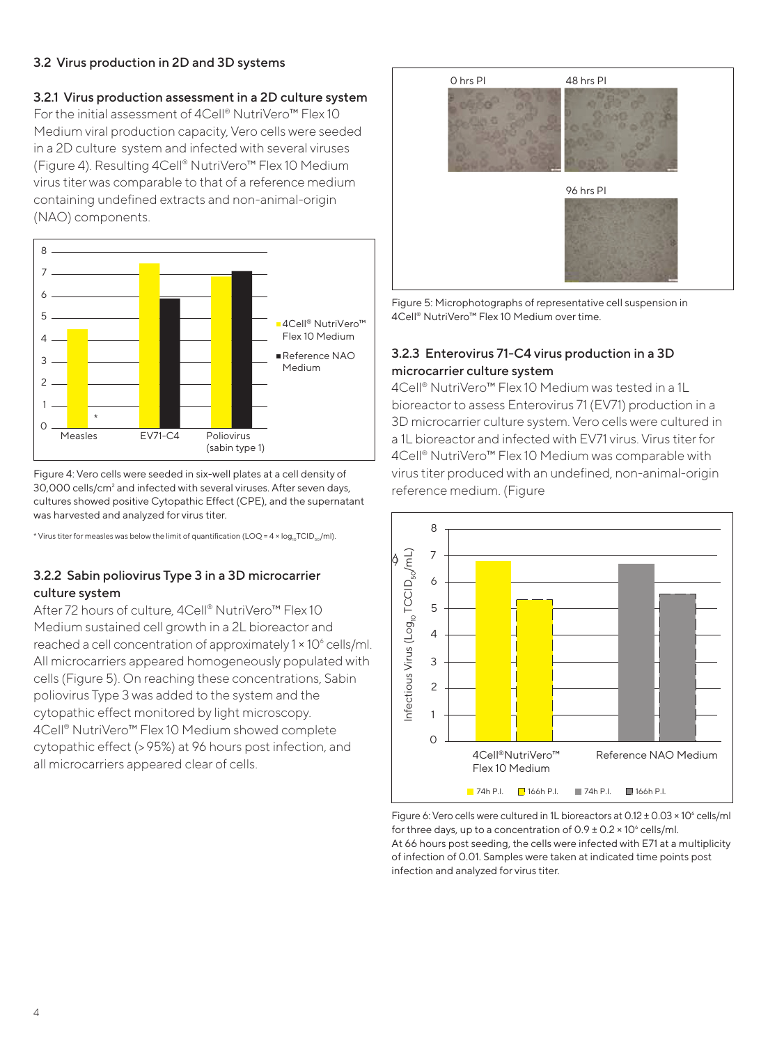## 3.2 Virus production in 2D and 3D systems

### 3.2.1 Virus production assessment in a 2D culture system

For the initial assessment of 4Cell® NutriVero™ Flex 10 Medium viral production capacity, Vero cells were seeded in a 2D culture system and infected with several viruses (Figure 4). Resulting 4Cell® NutriVero™ Flex 10 Medium virus titer was comparable to that of a reference medium containing undefined extracts and non-animal-origin (NAO) components.

Figure 4: Vero cells were seeded in six-well plates at a cell density of 30,000 cells/cm² and infected with several viruses. After seven days, cultures showed positive Cytopathic Effect (CPE), and the supernatant was harvested and analyzed for virus titer.

* Virus titer for measles was below the limit of quantification (LOQ = 4 × $\log_{10}$ $TCID_{50}$/ml).

### 3.2.2 Sabin poliovirus Type 3 in a 3D microcarrier culture system

After 72 hours of culture, 4Cell® NutriVero™ Flex 10 Medium sustained cell growth in a 2L bioreactor and reached a cell concentration of approximately 1 × $10^6$ cells/ml. All microcarriers appeared homogeneously populated with cells (Figure 5). On reaching these concentrations, Sabin poliovirus Type 3 was added to the system and the cytopathic effect monitored by light microscopy. 4Cell® NutriVero™ Flex 10 Medium showed complete cytopathic effect (> 95%) at 96 hours post infection, and all microcarriers appeared clear of cells.

Figure 5: Microphotographs of representative cell suspension in 4Cell® NutriVero™ Flex 10 Medium over time.

### 3.2.3 Enterovirus 71-C4 virus production in a 3D microcarrier culture system

4Cell® NutriVero™ Flex 10 Medium was tested in a 1L bioreactor to assess Enterovirus 71 (EV71) production in a 3D microcarrier culture system. Vero cells were cultured in a 1L bioreactor and infected with EV71 virus. Virus titer for 4Cell® NutriVero™ Flex 10 Medium was comparable with virus titer produced with an undefined, non-animal-origin reference medium. (Figure

Figure 6: Vero cells were cultured in 1L bioreactors at 0.12 ± 0.03 × $10^6$ cells/ml for three days, up to a concentration of 0.9 ± 0.2 × $10^6$ cells/ml. At 66 hours post seeding, the cells were infected with E71 at a multiplicity of infection of 0.01. Samples were taken at indicated time points post infection and analyzed for virus titer.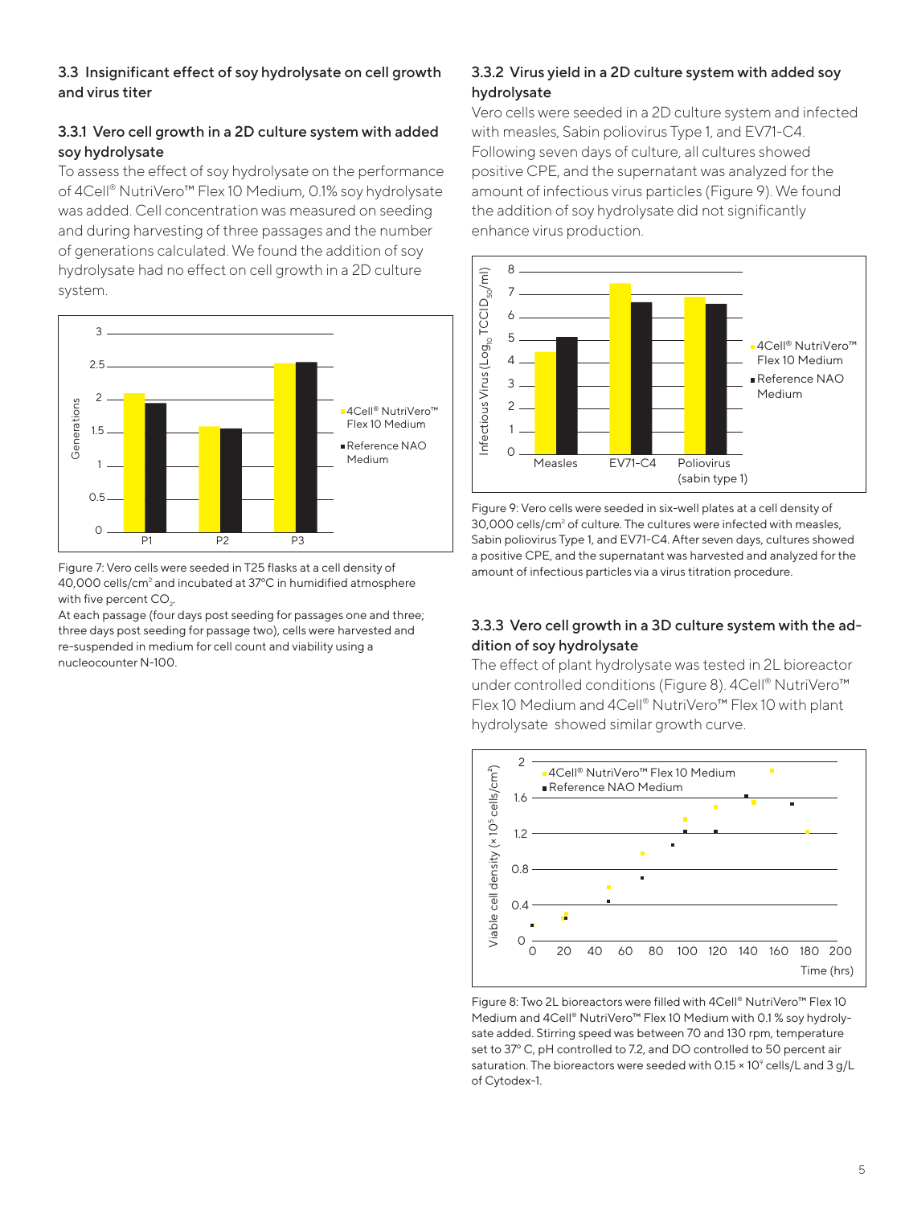### 3.3 Insignificant effect of soy hydrolysate on cell growth and virus titer

#### 3.3.1 Vero cell growth in a 2D culture system with added soy hydrolysate

To assess the effect of soy hydrolysate on the performance of 4Cell® NutriVero™ Flex 10 Medium, 0.1% soy hydrolysate was added. Cell concentration was measured on seeding and during harvesting of three passages and the number of generations calculated. We found the addition of soy hydrolysate had no effect on cell growth in a 2D culture system.

Figure 7: Vero cells were seeded in T25 flasks at a cell density of 40,000 cells/cm$^2$ and incubated at 37°C in humidified atmosphere with five percent $CO_2$.
At each passage (four days post seeding for passages one and three; three days post seeding for passage two), cells were harvested and re-suspended in medium for cell count and viability using a nucleocounter N-100.

#### 3.3.2 Virus yield in a 2D culture system with added soy hydrolysate

Vero cells were seeded in a 2D culture system and infected with measles, Sabin poliovirus Type 1, and EV71-C4. Following seven days of culture, all cultures showed positive CPE, and the supernatant was analyzed for the amount of infectious virus particles (Figure 9). We found the addition of soy hydrolysate did not significantly enhance virus production.

Figure 9: Vero cells were seeded in six-well plates at a cell density of 30,000 cells/cm$^2$ of culture. The cultures were infected with measles, Sabin poliovirus Type 1, and EV71-C4. After seven days, cultures showed a positive CPE, and the supernatant was harvested and analyzed for the amount of infectious particles via a virus titration procedure.

#### 3.3.3 Vero cell growth in a 3D culture system with the addition of soy hydrolysate

The effect of plant hydrolysate was tested in 2L bioreactor under controlled conditions (Figure 8). 4Cell® NutriVero™ Flex 10 Medium and 4Cell® NutriVero™ Flex 10 with plant hydrolysate showed similar growth curve.

Figure 8: Two 2L bioreactors were filled with 4Cell® NutriVero™ Flex 10 Medium and 4Cell® NutriVero™ Flex 10 Medium with 0.1 % soy hydrolysate added. Stirring speed was between 70 and 130 rpm, temperature set to 37° C, pH controlled to 7.2, and DO controlled to 50 percent air saturation. The bioreactors were seeded with 0.15 × 10$^9$ cells/L and 3 g/L of Cytodex-1.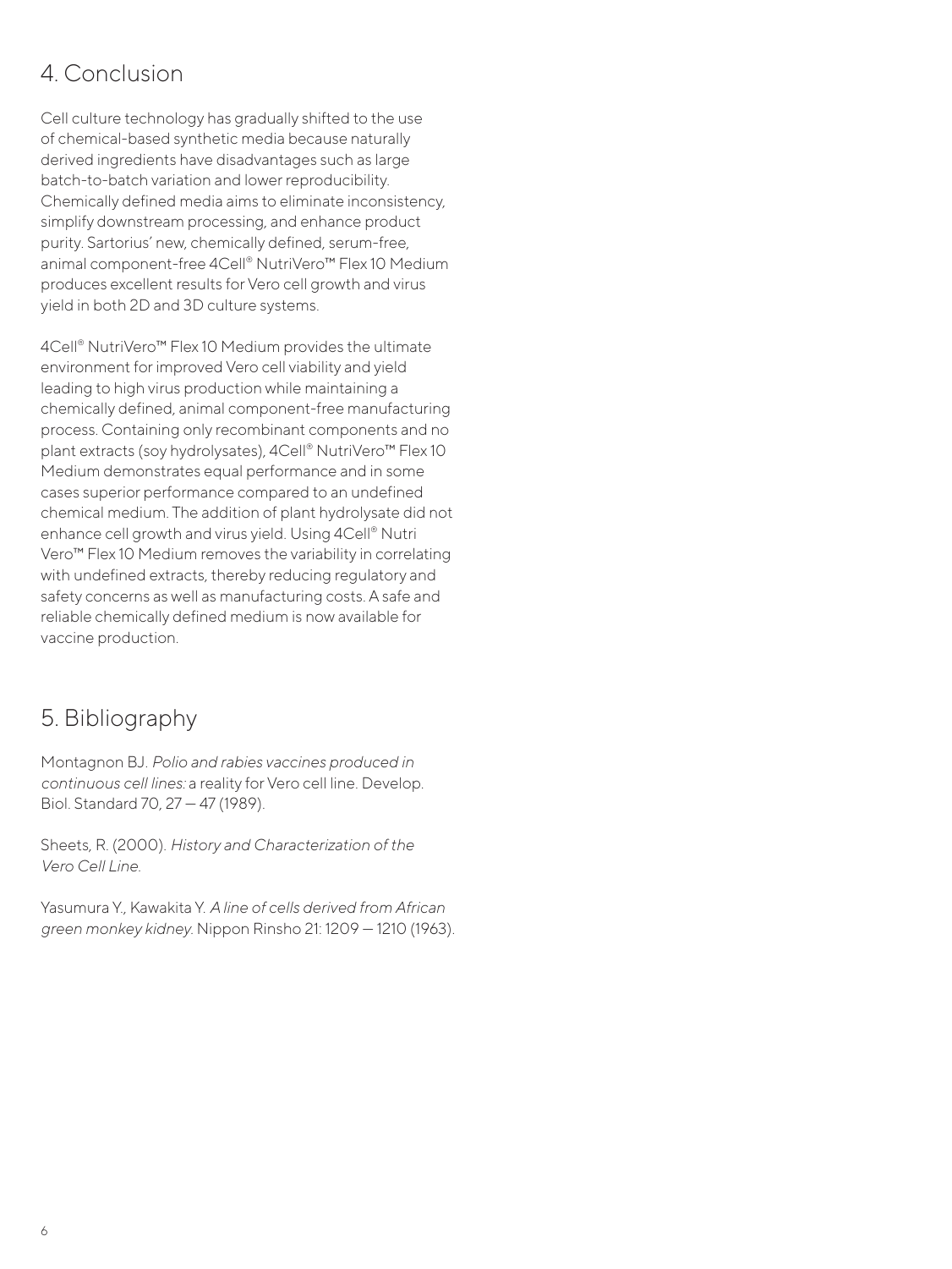## 4. Conclusion

Cell culture technology has gradually shifted to the use of chemical-based synthetic media because naturally derived ingredients have disadvantages such as large batch-to-batch variation and lower reproducibility. Chemically defined media aims to eliminate inconsistency, simplify downstream processing, and enhance product purity. Sartorius' new, chemically defined, serum-free, animal component-free 4Cell® NutriVero™ Flex 10 Medium produces excellent results for Vero cell growth and virus yield in both 2D and 3D culture systems.

4Cell® NutriVero™ Flex 10 Medium provides the ultimate environment for improved Vero cell viability and yield leading to high virus production while maintaining a chemically defined, animal component-free manufacturing process. Containing only recombinant components and no plant extracts (soy hydrolysates), 4Cell® NutriVero™ Flex 10 Medium demonstrates equal performance and in some cases superior performance compared to an undefined chemical medium. The addition of plant hydrolysate did not enhance cell growth and virus yield. Using 4Cell® Nutri Vero™ Flex 10 Medium removes the variability in correlating with undefined extracts, thereby reducing regulatory and safety concerns as well as manufacturing costs. A safe and reliable chemically defined medium is now available for vaccine production.

## 5. Bibliography

Montagnon BJ. *Polio and rabies vaccines produced in continuous cell lines:* a reality for Vero cell line. Develop. Biol. Standard 70, 27 – 47 (1989).

Sheets, R. (2000). *History and Characterization of the Vero Cell Line.*

Yasumura Y., Kawakita Y. *A line of cells derived from African green monkey kidney.* Nippon Rinsho 21: 1209 – 1210 (1963).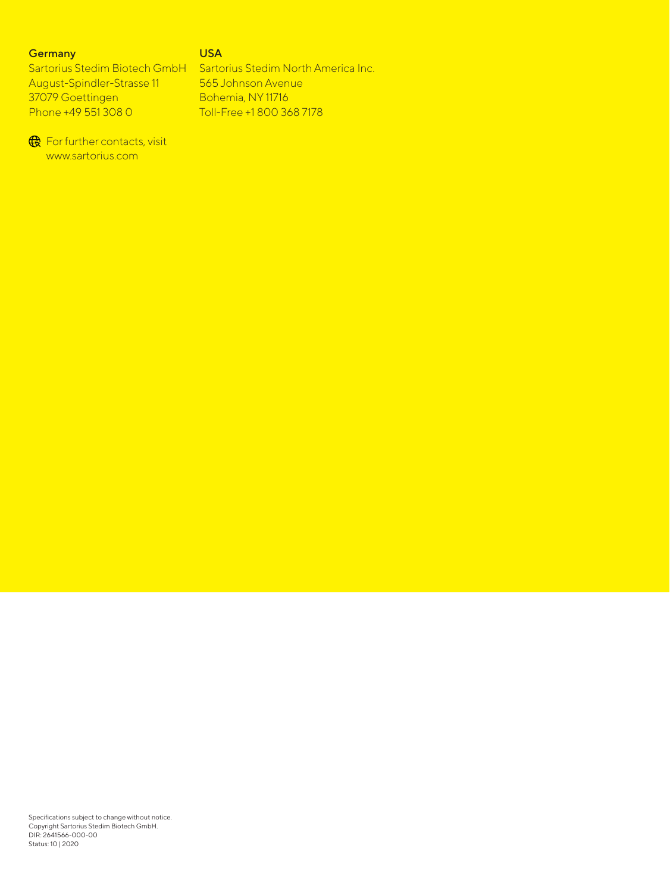**Germany**

Sartorius Stedim Biotech GmbH
August-Spindler-Strasse 11
37079 Goettingen
Phone +49 551 308 0

**USA**

Sartorius Stedim North America Inc.
565 Johnson Avenue
Bohemia, NY 11716
Toll-Free +1 800 368 7178

For further contacts, visit
www.sartorius.com

Specifications subject to change without notice.
Copyright Sartorius Stedim Biotech GmbH.
DIR: 2641566-000-00
Status: 10 | 2020